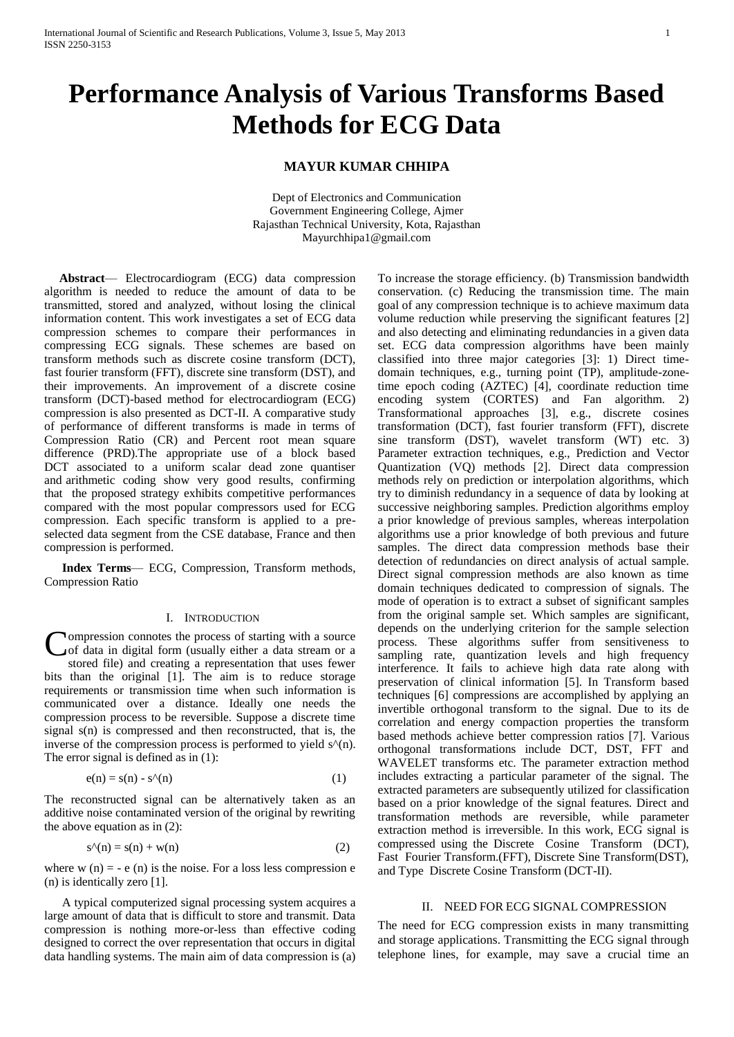# Performance Analysis of Various Transforms Based Methods for ECG Data

**MAYUR KUMAR CHHIPA**

Dept of Electronics and Communication
Government Engineering College, Ajmer
Rajasthan Technical University, Kota, Rajasthan
Mayurchhipa1@gmail.com

***Abstract***— Electrocardiogram (ECG) data compression algorithm is needed to reduce the amount of data to be transmitted, stored and analyzed, without losing the clinical information content. This work investigates a set of ECG data compression schemes to compare their performances in compressing ECG signals. These schemes are based on transform methods such as discrete cosine transform (DCT), fast fourier transform (FFT), discrete sine transform (DST), and their improvements. An improvement of a discrete cosine transform (DCT)-based method for electrocardiogram (ECG) compression is also presented as DCT-II. A comparative study of performance of different transforms is made in terms of Compression Ratio (CR) and Percent root mean square difference (PRD).The appropriate use of a block based DCT associated to a uniform scalar dead zone quantiser and arithmetic coding show very good results, confirming that the proposed strategy exhibits competitive performances compared with the most popular compressors used for ECG compression. Each specific transform is applied to a pre-selected data segment from the CSE database, France and then compression is performed.

***Index Terms***— ECG, Compression, Transform methods, Compression Ratio

## I. Introduction

Compression connotes the process of starting with a source of data in digital form (usually either a data stream or a stored file) and creating a representation that uses fewer bits than the original [1]. The aim is to reduce storage requirements or transmission time when such information is communicated over a distance. Ideally one needs the compression process to be reversible. Suppose a discrete time signal s(n) is compressed and then reconstructed, that is, the inverse of the compression process is performed to yield s^(n). The error signal is defined as in (1):

$$e(n) = s(n) - \hat{s}(n) \tag{1}$$

The reconstructed signal can be alternatively taken as an additive noise contaminated version of the original by rewriting the above equation as in (2):

$$\hat{s}(n) = s(n) + w(n) \tag{2}$$

where w (n) = - e (n) is the noise. For a loss less compression e (n) is identically zero [1].

A typical computerized signal processing system acquires a large amount of data that is difficult to store and transmit. Data compression is nothing more-or-less than effective coding designed to correct the over representation that occurs in digital data handling systems. The main aim of data compression is (a) To increase the storage efficiency. (b) Transmission bandwidth conservation. (c) Reducing the transmission time. The main goal of any compression technique is to achieve maximum data volume reduction while preserving the significant features [2] and also detecting and eliminating redundancies in a given data set. ECG data compression algorithms have been mainly classified into three major categories [3]: 1) Direct time-domain techniques, e.g., turning point (TP), amplitude-zone-time epoch coding (AZTEC) [4], coordinate reduction time encoding system (CORTES) and Fan algorithm. 2) Transformational approaches [3], e.g., discrete cosines transformation (DCT), fast fourier transform (FFT), discrete sine transform (DST), wavelet transform (WT) etc. 3) Parameter extraction techniques, e.g., Prediction and Vector Quantization (VQ) methods [2]. Direct data compression methods rely on prediction or interpolation algorithms, which try to diminish redundancy in a sequence of data by looking at successive neighboring samples. Prediction algorithms employ a prior knowledge of previous samples, whereas interpolation algorithms use a prior knowledge of both previous and future samples. The direct data compression methods base their detection of redundancies on direct analysis of actual sample. Direct signal compression methods are also known as time domain techniques dedicated to compression of signals. The mode of operation is to extract a subset of significant samples from the original sample set. Which samples are significant, depends on the underlying criterion for the sample selection process. These algorithms suffer from sensitiveness to sampling rate, quantization levels and high frequency interference. It fails to achieve high data rate along with preservation of clinical information [5]. In Transform based techniques [6] compressions are accomplished by applying an invertible orthogonal transform to the signal. Due to its de correlation and energy compaction properties the transform based methods achieve better compression ratios [7]. Various orthogonal transformations include DCT, DST, FFT and WAVELET transforms etc. The parameter extraction method includes extracting a particular parameter of the signal. The extracted parameters are subsequently utilized for classification based on a prior knowledge of the signal features. Direct and transformation methods are reversible, while parameter extraction method is irreversible. In this work, ECG signal is compressed using the Discrete Cosine Transform (DCT), Fast Fourier Transform.(FFT), Discrete Sine Transform(DST), and Type Discrete Cosine Transform (DCT-II).

## II. Need for ECG Signal Compression

The need for ECG compression exists in many transmitting and storage applications. Transmitting the ECG signal through telephone lines, for example, may save a crucial time an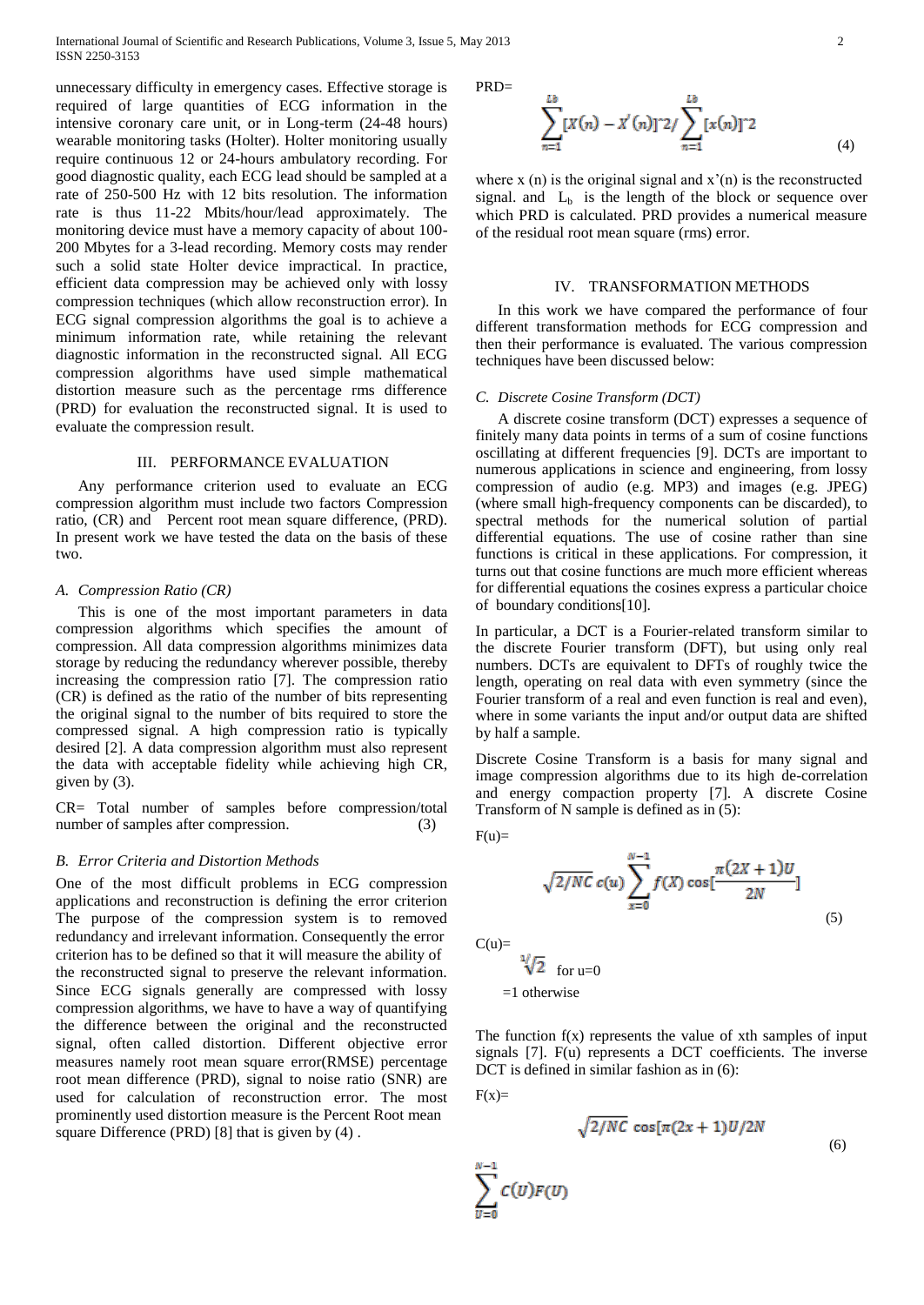unnecessary difficulty in emergency cases. Effective storage is required of large quantities of ECG information in the intensive coronary care unit, or in Long-term (24-48 hours) wearable monitoring tasks (Holter). Holter monitoring usually require continuous 12 or 24-hours ambulatory recording. For good diagnostic quality, each ECG lead should be sampled at a rate of 250-500 Hz with 12 bits resolution. The information rate is thus 11-22 Mbits/hour/lead approximately. The monitoring device must have a memory capacity of about 100-200 Mbytes for a 3-lead recording. Memory costs may render such a solid state Holter device impractical. In practice, efficient data compression may be achieved only with lossy compression techniques (which allow reconstruction error). In ECG signal compression algorithms the goal is to achieve a minimum information rate, while retaining the relevant diagnostic information in the reconstructed signal. All ECG compression algorithms have used simple mathematical distortion measure such as the percentage rms difference (PRD) for evaluation the reconstructed signal. It is used to evaluate the compression result.

## III. PERFORMANCE EVALUATION

Any performance criterion used to evaluate an ECG compression algorithm must include two factors Compression ratio, (CR) and Percent root mean square difference, (PRD). In present work we have tested the data on the basis of these two.

### *A. Compression Ratio (CR)*

This is one of the most important parameters in data compression algorithms which specifies the amount of compression. All data compression algorithms minimizes data storage by reducing the redundancy wherever possible, thereby increasing the compression ratio [7]. The compression ratio (CR) is defined as the ratio of the number of bits representing the original signal to the number of bits required to store the compressed signal. A high compression ratio is typically desired [2]. A data compression algorithm must also represent the data with acceptable fidelity while achieving high CR, given by (3).

CR= Total number of samples before compression/total number of samples after compression. (3)

### *B. Error Criteria and Distortion Methods*

One of the most difficult problems in ECG compression applications and reconstruction is defining the error criterion The purpose of the compression system is to removed redundancy and irrelevant information. Consequently the error criterion has to be defined so that it will measure the ability of the reconstructed signal to preserve the relevant information. Since ECG signals generally are compressed with lossy compression algorithms, we have to have a way of quantifying the difference between the original and the reconstructed signal, often called distortion. Different objective error measures namely root mean square error(RMSE) percentage root mean difference (PRD), signal to noise ratio (SNR) are used for calculation of reconstruction error. The most prominently used distortion measure is the Percent Root mean square Difference (PRD) [8] that is given by (4) .

PRD=

$$\sum_{n=1}^{Lb}[X(n)-X'(n)]^{}2/\sum_{n=1}^{Lb}[x(n)]^{}2 \tag{4}$$

where x (n) is the original signal and x'(n) is the reconstructed signal. and $L_b$ is the length of the block or sequence over which PRD is calculated. PRD provides a numerical measure of the residual root mean square (rms) error.

## IV. TRANSFORMATION METHODS

In this work we have compared the performance of four different transformation methods for ECG compression and then their performance is evaluated. The various compression techniques have been discussed below:

### *C. Discrete Cosine Transform (DCT)*

A discrete cosine transform (DCT) expresses a sequence of finitely many data points in terms of a sum of cosine functions oscillating at different frequencies [9]. DCTs are important to numerous applications in science and engineering, from lossy compression of audio (e.g. MP3) and images (e.g. JPEG) (where small high-frequency components can be discarded), to spectral methods for the numerical solution of partial differential equations. The use of cosine rather than sine functions is critical in these applications. For compression, it turns out that cosine functions are much more efficient whereas for differential equations the cosines express a particular choice of boundary conditions[10].

In particular, a DCT is a Fourier-related transform similar to the discrete Fourier transform (DFT), but using only real numbers. DCTs are equivalent to DFTs of roughly twice the length, operating on real data with even symmetry (since the Fourier transform of a real and even function is real and even), where in some variants the input and/or output data are shifted by half a sample.

Discrete Cosine Transform is a basis for many signal and image compression algorithms due to its high de-correlation and energy compaction property [7]. A discrete Cosine Transform of N sample is defined as in (5):

F(u)=

$$\sqrt{2/NC}\, c(u) \sum_{x=0}^{N-1} f(X) \cos[\frac{\pi(2X+1)U}{2N}] \tag{5}$$

C(u)=

$\sqrt[1/]{2}$ for u=0

=1 otherwise

The function f(x) represents the value of xth samples of input signals [7]. F(u) represents a DCT coefficients. The inverse DCT is defined in similar fashion as in (6):

F(x)=

$$\sqrt{2/NC}\ \cos[\pi(2x+1)U/2N \tag{6}$$

$$\sum_{U=0}^{N-1} C(U)F(U)$$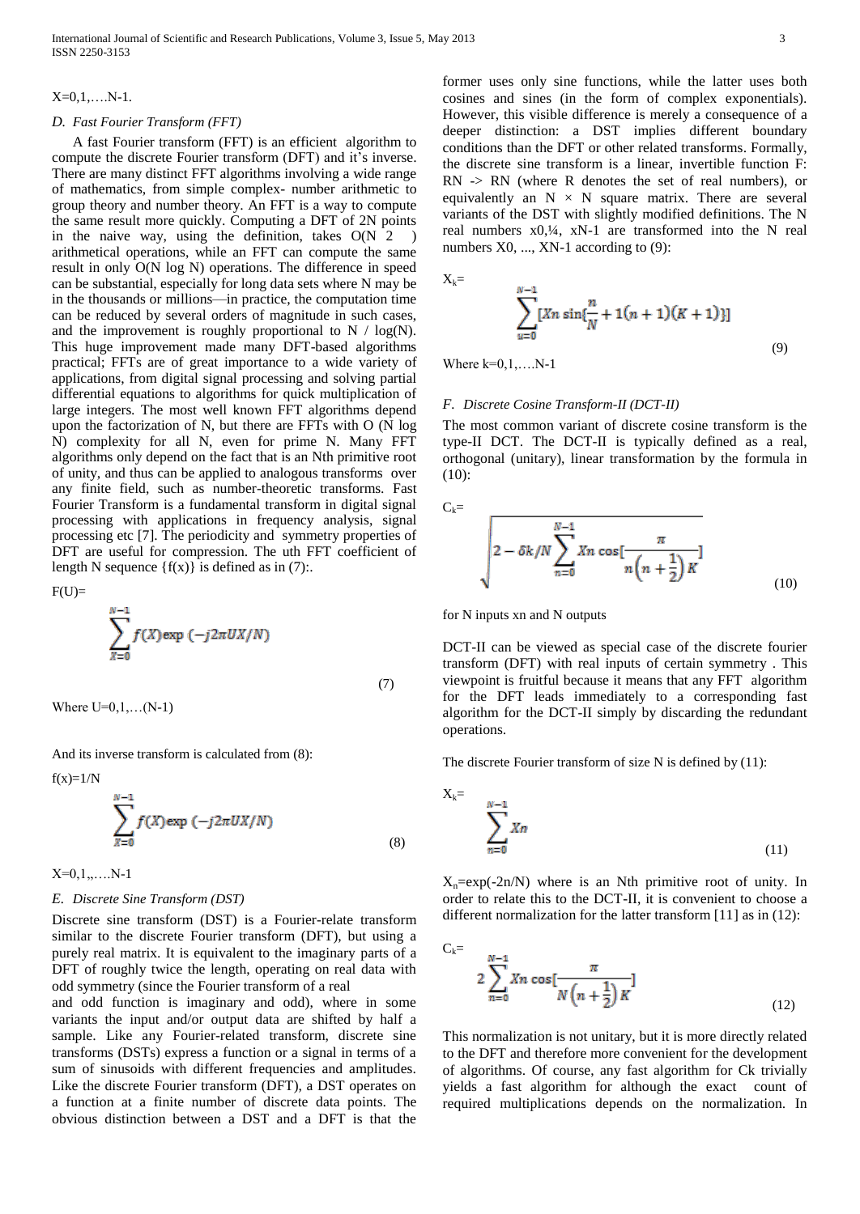X=0,1,….N-1.

### D. Fast Fourier Transform (FFT)

A fast Fourier transform (FFT) is an efficient algorithm to compute the discrete Fourier transform (DFT) and it's inverse. There are many distinct FFT algorithms involving a wide range of mathematics, from simple complex- number arithmetic to group theory and number theory. An FFT is a way to compute the same result more quickly. Computing a DFT of 2N points in the naive way, using the definition, takes O(N 2 ) arithmetical operations, while an FFT can compute the same result in only O(N log N) operations. The difference in speed can be substantial, especially for long data sets where N may be in the thousands or millions—in practice, the computation time can be reduced by several orders of magnitude in such cases, and the improvement is roughly proportional to N / log(N). This huge improvement made many DFT-based algorithms practical; FFTs are of great importance to a wide variety of applications, from digital signal processing and solving partial differential equations to algorithms for quick multiplication of large integers. The most well known FFT algorithms depend upon the factorization of N, but there are FFTs with O (N log N) complexity for all N, even for prime N. Many FFT algorithms only depend on the fact that is an Nth primitive root of unity, and thus can be applied to analogous transforms over any finite field, such as number-theoretic transforms. Fast Fourier Transform is a fundamental transform in digital signal processing with applications in frequency analysis, signal processing etc [7]. The periodicity and symmetry properties of DFT are useful for compression. The uth FFT coefficient of length N sequence {f(x)} is defined as in (7):.

F(U)=

$$\sum_{X=0}^{N-1} f(X)\exp\left(-j2\pi UX/N\right) \tag{7}$$

Where U=0,1,…(N-1)

And its inverse transform is calculated from (8):

f(x)=1/N

$$\sum_{X=0}^{N-1} f(X)\exp\left(-j2\pi UX/N\right) \tag{8}$$

X=0,1,,….N-1

### E. Discrete Sine Transform (DST)

Discrete sine transform (DST) is a Fourier-relate transform similar to the discrete Fourier transform (DFT), but using a purely real matrix. It is equivalent to the imaginary parts of a DFT of roughly twice the length, operating on real data with odd symmetry (since the Fourier transform of a real and odd function is imaginary and odd), where in some variants the input and/or output data are shifted by half a sample. Like any Fourier-related transform, discrete sine transforms (DSTs) express a function or a signal in terms of a sum of sinusoids with different frequencies and amplitudes. Like the discrete Fourier transform (DFT), a DST operates on a function at a finite number of discrete data points. The obvious distinction between a DST and a DFT is that the former uses only sine functions, while the latter uses both cosines and sines (in the form of complex exponentials). However, this visible difference is merely a consequence of a deeper distinction: a DST implies different boundary conditions than the DFT or other related transforms. Formally, the discrete sine transform is a linear, invertible function F: RN -> RN (where R denotes the set of real numbers), or equivalently an N × N square matrix. There are several variants of the DST with slightly modified definitions. The N real numbers x0,¼, xN-1 are transformed into the N real numbers X0, ..., XN-1 according to (9):

$X_k$=

$$\sum_{u=0}^{N-1}\left[Xn \sin\left[\frac{n}{N}+1(n+1)(K+1)\right]\right] \tag{9}$$

Where k=0,1,….N-1

### F. Discrete Cosine Transform-II (DCT-II)

The most common variant of discrete cosine transform is the type-II DCT. The DCT-II is typically defined as a real, orthogonal (unitary), linear transformation by the formula in (10):

$C_k$=

$$\sqrt{2-\delta k/N \sum_{n=0}^{N-1} Xn \cos\left[\frac{\pi}{n\left(n+\frac{1}{2}\right)K}\right]} \tag{10}$$

for N inputs xn and N outputs

DCT-II can be viewed as special case of the discrete fourier transform (DFT) with real inputs of certain symmetry . This viewpoint is fruitful because it means that any FFT algorithm for the DFT leads immediately to a corresponding fast algorithm for the DCT-II simply by discarding the redundant operations.

The discrete Fourier transform of size N is defined by (11):

$X_k$=

$$\sum_{n=0}^{N-1} Xn \tag{11}$$

$X_n$=exp(-2n/N) where is an Nth primitive root of unity. In order to relate this to the DCT-II, it is convenient to choose a different normalization for the latter transform [11] as in (12):

$C_k$=

$$2\sum_{n=0}^{N-1} Xn \cos\left[\frac{\pi}{N\left(n+\frac{1}{2}\right)K}\right] \tag{12}$$

This normalization is not unitary, but it is more directly related to the DFT and therefore more convenient for the development of algorithms. Of course, any fast algorithm for Ck trivially yields a fast algorithm for although the exact count of required multiplications depends on the normalization. In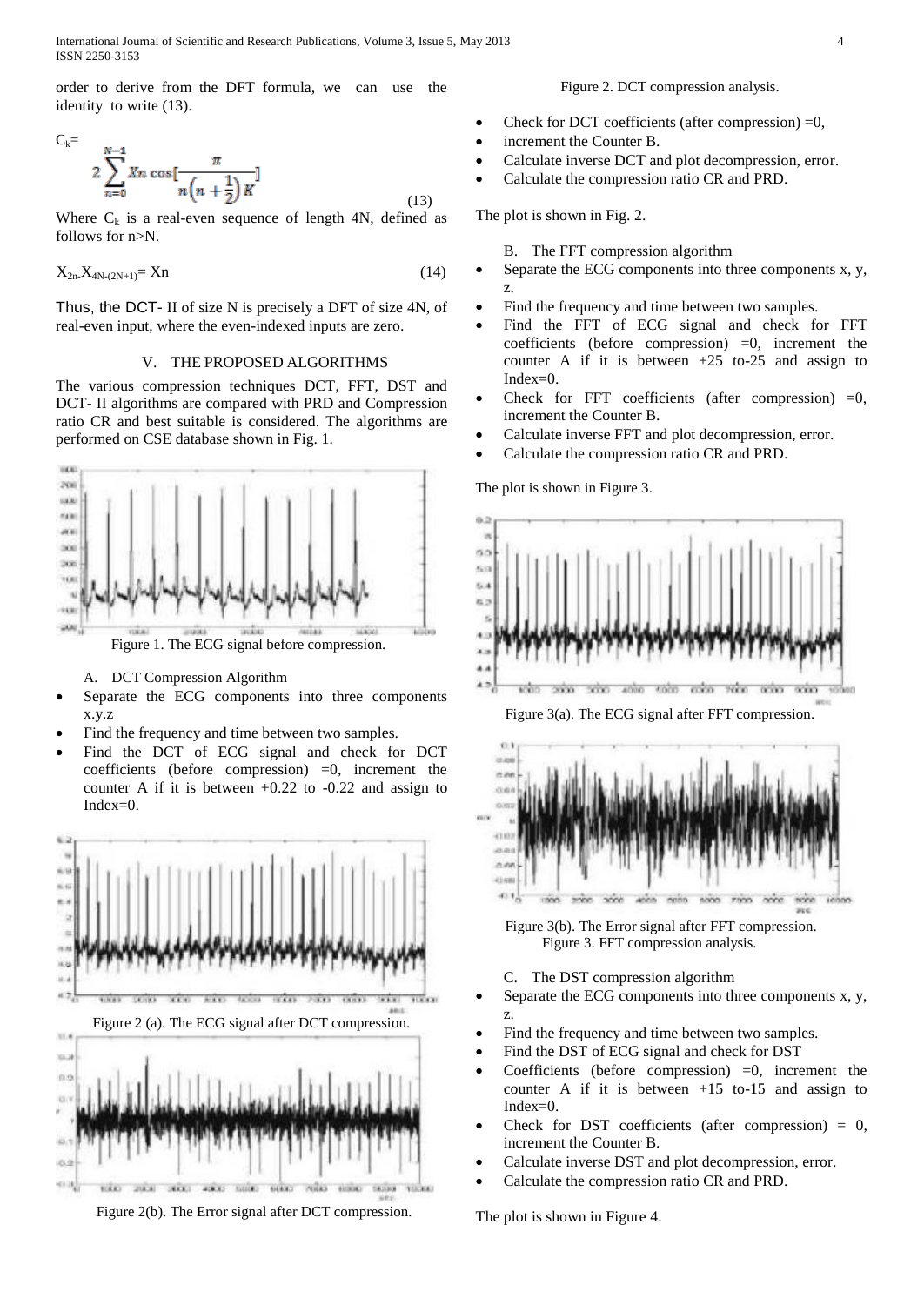order to derive from the DFT formula, we can use the identity to write (13).

$$C_k = 2\sum_{n=0}^{N-1} Xn \cos\left[\frac{\pi}{n\left(n+\frac{1}{2}\right)K}\right] \tag{13}$$

Where $C_k$ is a real-even sequence of length 4N, defined as follows for n>N.

$$X_{2n}\text{-}X_{4N-(2N+1)} = Xn \tag{14}$$

Thus, the DCT- II of size N is precisely a DFT of size 4N, of real-even input, where the even-indexed inputs are zero.

## V. THE PROPOSED ALGORITHMS

The various compression techniques DCT, FFT, DST and DCT- II algorithms are compared with PRD and Compression ratio CR and best suitable is considered. The algorithms are performed on CSE database shown in Fig. 1.

Figure 1. The ECG signal before compression.

### A. DCT Compression Algorithm

- Separate the ECG components into three components x.y.z
- Find the frequency and time between two samples.
- Find the DCT of ECG signal and check for DCT coefficients (before compression) =0, increment the counter A if it is between +0.22 to -0.22 and assign to Index=0.

Figure 2 (a). The ECG signal after DCT compression.

Figure 2(b). The Error signal after DCT compression.

Figure 2. DCT compression analysis.

- Check for DCT coefficients (after compression) =0,
- increment the Counter B.
- Calculate inverse DCT and plot decompression, error.
- Calculate the compression ratio CR and PRD.

The plot is shown in Fig. 2.

### B. The FFT compression algorithm

- Separate the ECG components into three components x, y, z.
- Find the frequency and time between two samples.
- Find the FFT of ECG signal and check for FFT coefficients (before compression) =0, increment the counter A if it is between +25 to-25 and assign to Index=0.
- Check for FFT coefficients (after compression) =0, increment the Counter B.
- Calculate inverse FFT and plot decompression, error.
- Calculate the compression ratio CR and PRD.

The plot is shown in Figure 3.

Figure 3(a). The ECG signal after FFT compression.

Figure 3(b). The Error signal after FFT compression.

Figure 3. FFT compression analysis.

### C. The DST compression algorithm

- Separate the ECG components into three components x, y, z.
- Find the frequency and time between two samples.
- Find the DST of ECG signal and check for DST
- Coefficients (before compression) =0, increment the counter A if it is between +15 to-15 and assign to Index=0.
- Check for DST coefficients (after compression) = 0, increment the Counter B.
- Calculate inverse DST and plot decompression, error.
- Calculate the compression ratio CR and PRD.

The plot is shown in Figure 4.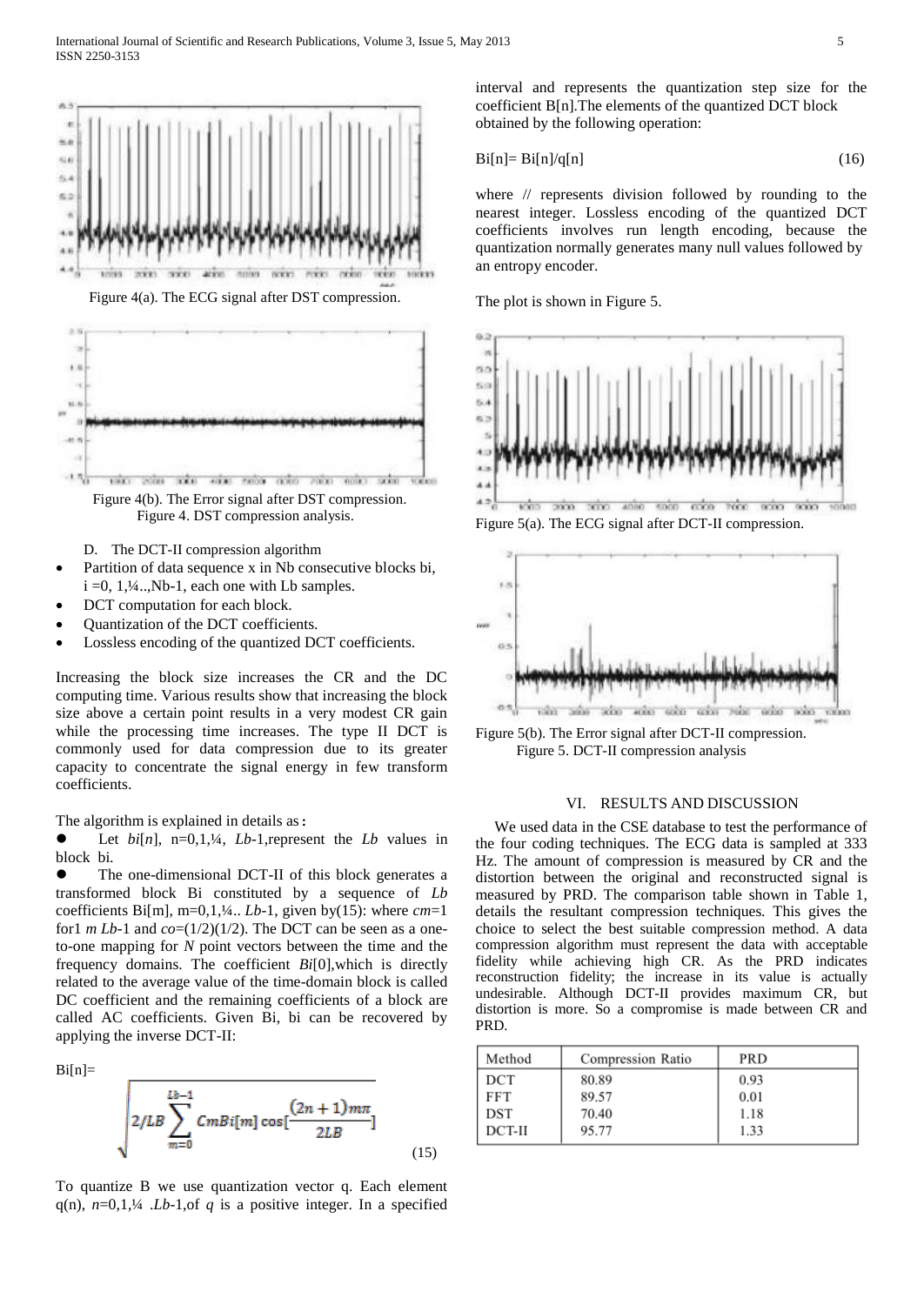Figure 4(a). The ECG signal after DST compression.

Figure 4(b). The Error signal after DST compression.
Figure 4. DST compression analysis.

D. The DCT-II compression algorithm

- Partition of data sequence x in Nb consecutive blocks bi, i =0, 1,¼..,Nb-1, each one with Lb samples.
- DCT computation for each block.
- Quantization of the DCT coefficients.
- Lossless encoding of the quantized DCT coefficients.

Increasing the block size increases the CR and the DC computing time. Various results show that increasing the block size above a certain point results in a very modest CR gain while the processing time increases. The type II DCT is commonly used for data compression due to its greater capacity to concentrate the signal energy in few transform coefficients.

The algorithm is explained in details as**:**

- Let *bi*[*n*], n=0,1,¼, *Lb*-1,represent the *Lb* values in block bi.
- The one-dimensional DCT-II of this block generates a transformed block Bi constituted by a sequence of *Lb* coefficients Bi[m], m=0,1,¼.. *Lb*-1, given by(15): where *cm*=1 for1 *m Lb*-1 and *co*=(1/2)(1/2). The DCT can be seen as a one-to-one mapping for *N* point vectors between the time and the frequency domains. The coefficient *Bi*[0],which is directly related to the average value of the time-domain block is called DC coefficient and the remaining coefficients of a block are called AC coefficients. Given Bi, bi can be recovered by applying the inverse DCT-II:

$$Bi[n]= \sqrt{2/LB \sum_{m=0}^{Lb-1} CmBi[m] \cos[\frac{(2n+1)m\pi}{2LB}]} \quad (15)$$

To quantize B we use quantization vector q. Each element q(n), *n*=0,1,¼ .*Lb*-1,of *q* is a positive integer. In a specified interval and represents the quantization step size for the coefficient B[n].The elements of the quantized DCT block obtained by the following operation:

$$Bi[n]= Bi[n]/q[n] \quad (16)$$

where // represents division followed by rounding to the nearest integer. Lossless encoding of the quantized DCT coefficients involves run length encoding, because the quantization normally generates many null values followed by an entropy encoder.

The plot is shown in Figure 5.

Figure 5(a). The ECG signal after DCT-II compression.

Figure 5(b). The Error signal after DCT-II compression.
Figure 5. DCT-II compression analysis

## VI. RESULTS AND DISCUSSION

We used data in the CSE database to test the performance of the four coding techniques. The ECG data is sampled at 333 Hz. The amount of compression is measured by CR and the distortion between the original and reconstructed signal is measured by PRD. The comparison table shown in Table 1, details the resultant compression techniques. This gives the choice to select the best suitable compression method. A data compression algorithm must represent the data with acceptable fidelity while achieving high CR. As the PRD indicates reconstruction fidelity; the increase in its value is actually undesirable. Although DCT-II provides maximum CR, but distortion is more. So a compromise is made between CR and PRD.

| Method | Compression Ratio | PRD |
|---|---|---|
| DCT | 80.89 | 0.93 |
| FFT | 89.57 | 0.01 |
| DST | 70.40 | 1.18 |
| DCT-II | 95.77 | 1.33 |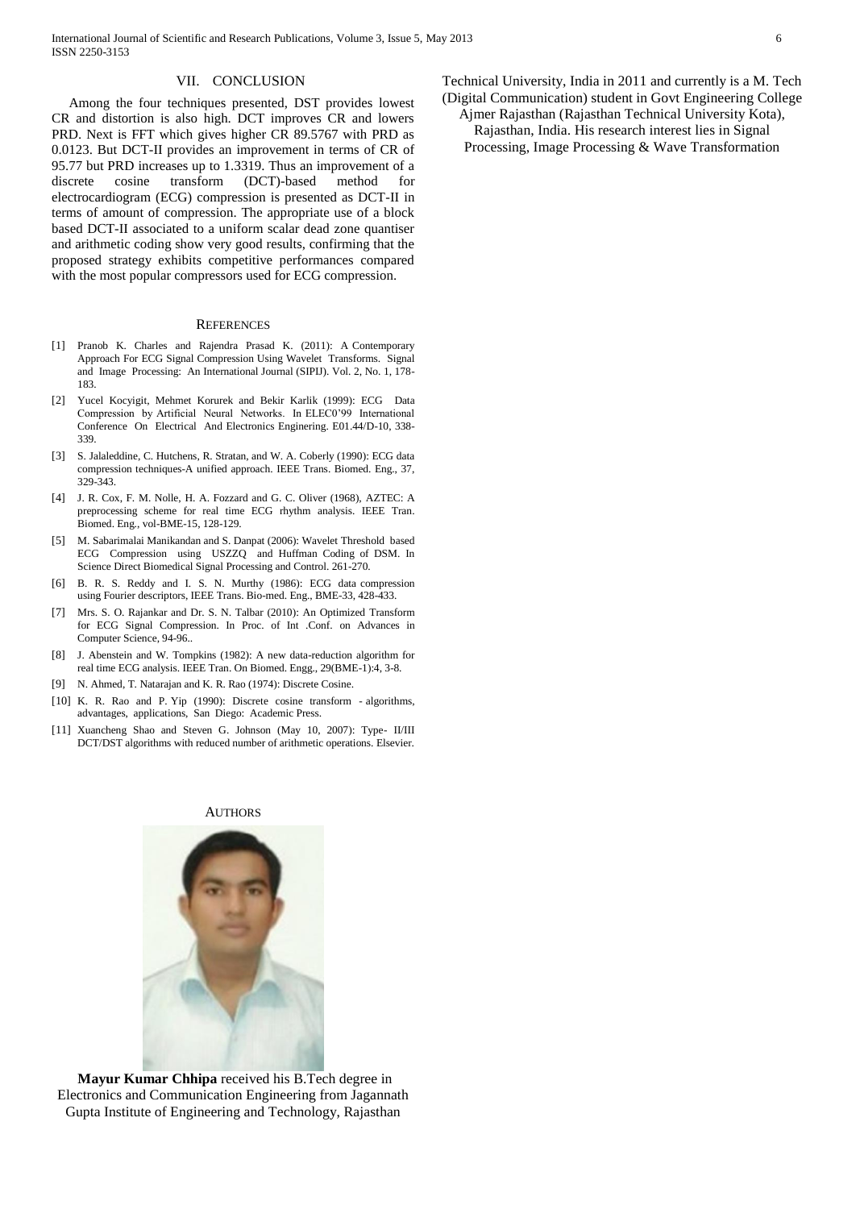## VII. CONCLUSION

Among the four techniques presented, DST provides lowest CR and distortion is also high. DCT improves CR and lowers PRD. Next is FFT which gives higher CR 89.5767 with PRD as 0.0123. But DCT-II provides an improvement in terms of CR of 95.77 but PRD increases up to 1.3319. Thus an improvement of a discrete cosine transform (DCT)-based method for electrocardiogram (ECG) compression is presented as DCT-II in terms of amount of compression. The appropriate use of a block based DCT-II associated to a uniform scalar dead zone quantiser and arithmetic coding show very good results, confirming that the proposed strategy exhibits competitive performances compared with the most popular compressors used for ECG compression.

## REFERENCES

[1] Pranob K. Charles and Rajendra Prasad K. (2011): A Contemporary Approach For ECG Signal Compression Using Wavelet Transforms. Signal and Image Processing: An International Journal (SIPIJ). Vol. 2, No. 1, 178-183.

[2] Yucel Kocyigit, Mehmet Korurek and Bekir Karlik (1999): ECG Data Compression by Artificial Neural Networks. In ELEC0'99 International Conference On Electrical And Electronics Enginering. E01.44/D-10, 338-339.

[3] S. Jalaleddine, C. Hutchens, R. Stratan, and W. A. Coberly (1990): ECG data compression techniques-A unified approach. IEEE Trans. Biomed. Eng., 37, 329-343.

[4] J. R. Cox, F. M. Nolle, H. A. Fozzard and G. C. Oliver (1968), AZTEC: A preprocessing scheme for real time ECG rhythm analysis. IEEE Tran. Biomed. Eng., vol-BME-15, 128-129.

[5] M. Sabarimalai Manikandan and S. Danpat (2006): Wavelet Threshold based ECG Compression using USZZQ and Huffman Coding of DSM. In Science Direct Biomedical Signal Processing and Control. 261-270.

[6] B. R. S. Reddy and I. S. N. Murthy (1986): ECG data compression using Fourier descriptors, IEEE Trans. Bio-med. Eng., BME-33, 428-433.

[7] Mrs. S. O. Rajankar and Dr. S. N. Talbar (2010): An Optimized Transform for ECG Signal Compression. In Proc. of Int .Conf. on Advances in Computer Science, 94-96..

[8] J. Abenstein and W. Tompkins (1982): A new data-reduction algorithm for real time ECG analysis. IEEE Tran. On Biomed. Engg., 29(BME-1):4, 3-8.

[9] N. Ahmed, T. Natarajan and K. R. Rao (1974): Discrete Cosine.

[10] K. R. Rao and P. Yip (1990): Discrete cosine transform - algorithms, advantages, applications, San Diego: Academic Press.

[11] Xuancheng Shao and Steven G. Johnson (May 10, 2007): Type- II/III DCT/DST algorithms with reduced number of arithmetic operations. Elsevier.

## AUTHORS

**Mayur Kumar Chhipa** received his B.Tech degree in Electronics and Communication Engineering from Jagannath Gupta Institute of Engineering and Technology, Rajasthan Technical University, India in 2011 and currently is a M. Tech (Digital Communication) student in Govt Engineering College Ajmer Rajasthan (Rajasthan Technical University Kota), Rajasthan, India. His research interest lies in Signal Processing, Image Processing & Wave Transformation